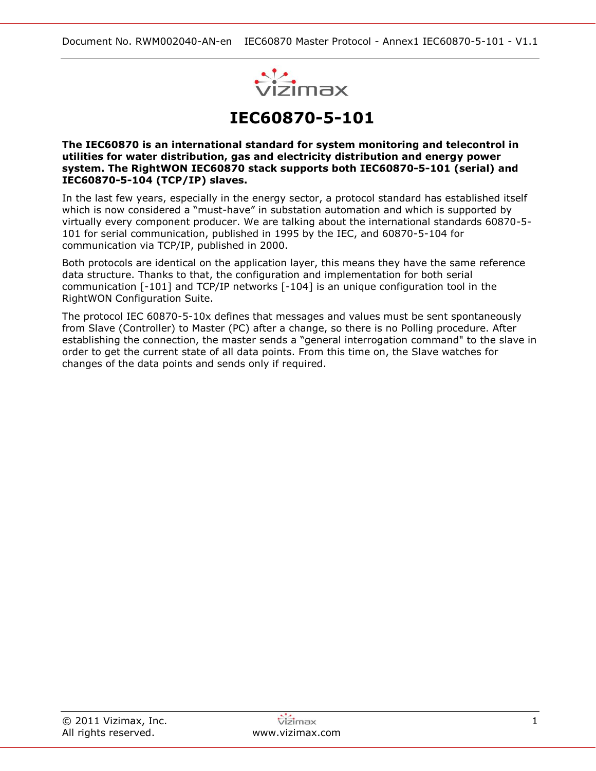# IEC60870-5-101

**The IEC60870 is an international standard for system monitoring and telecontrol in utilities for water distribution, gas and electricity distribution and energy power system. The RightWON IEC60870 stack supports both IEC60870-5-101 (serial) and IEC60870-5-104 (TCP/IP) slaves.**

In the last few years, especially in the energy sector, a protocol standard has established itself which is now considered a “must-have” in substation automation and which is supported by virtually every component producer. We are talking about the international standards 60870-5-101 for serial communication, published in 1995 by the IEC, and 60870-5-104 for communication via TCP/IP, published in 2000.

Both protocols are identical on the application layer, this means they have the same reference data structure. Thanks to that, the configuration and implementation for both serial communication [-101] and TCP/IP networks [-104] is an unique configuration tool in the RightWON Configuration Suite.

The protocol IEC 60870-5-10x defines that messages and values must be sent spontaneously from Slave (Controller) to Master (PC) after a change, so there is no Polling procedure. After establishing the connection, the master sends a “general interrogation command" to the slave in order to get the current state of all data points. From this time on, the Slave watches for changes of the data points and sends only if required.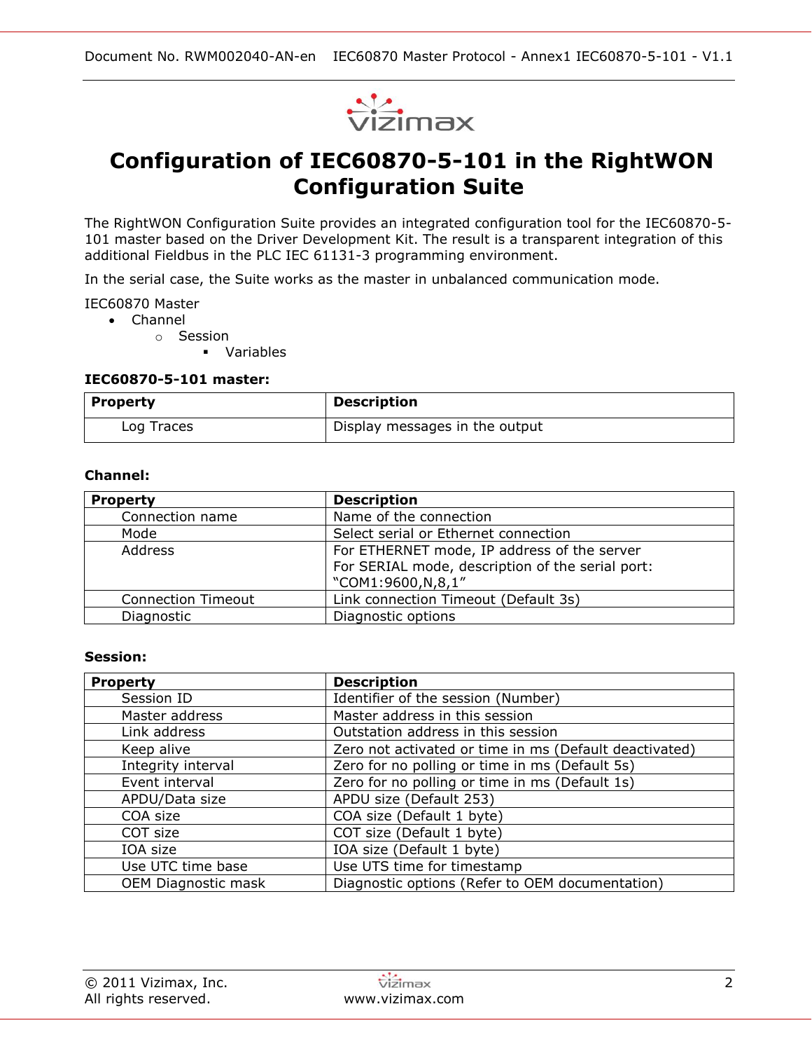# Configuration of IEC60870-5-101 in the RightWON Configuration Suite

The RightWON Configuration Suite provides an integrated configuration tool for the IEC60870-5-101 master based on the Driver Development Kit. The result is a transparent integration of this additional Fieldbus in the PLC IEC 61131-3 programming environment.

In the serial case, the Suite works as the master in unbalanced communication mode.

IEC60870 Master
- Channel
    - Session
        - Variables

**IEC60870-5-101 master:**

| Property | Description |
|---|---|
| Log Traces | Display messages in the output |

**Channel:**

| Property | Description |
|---|---|
| Connection name | Name of the connection |
| Mode | Select serial or Ethernet connection |
| Address | For ETHERNET mode, IP address of the server<br>For SERIAL mode, description of the serial port: “COM1:9600,N,8,1” |
| Connection Timeout | Link connection Timeout (Default 3s) |
| Diagnostic | Diagnostic options |

**Session:**

| Property | Description |
|---|---|
| Session ID | Identifier of the session (Number) |
| Master address | Master address in this session |
| Link address | Outstation address in this session |
| Keep alive | Zero not activated or time in ms (Default deactivated) |
| Integrity interval | Zero for no polling or time in ms (Default 5s) |
| Event interval | Zero for no polling or time in ms (Default 1s) |
| APDU/Data size | APDU size (Default 253) |
| COA size | COA size (Default 1 byte) |
| COT size | COT size (Default 1 byte) |
| IOA size | IOA size (Default 1 byte) |
| Use UTC time base | Use UTS time for timestamp |
| OEM Diagnostic mask | Diagnostic options (Refer to OEM documentation) |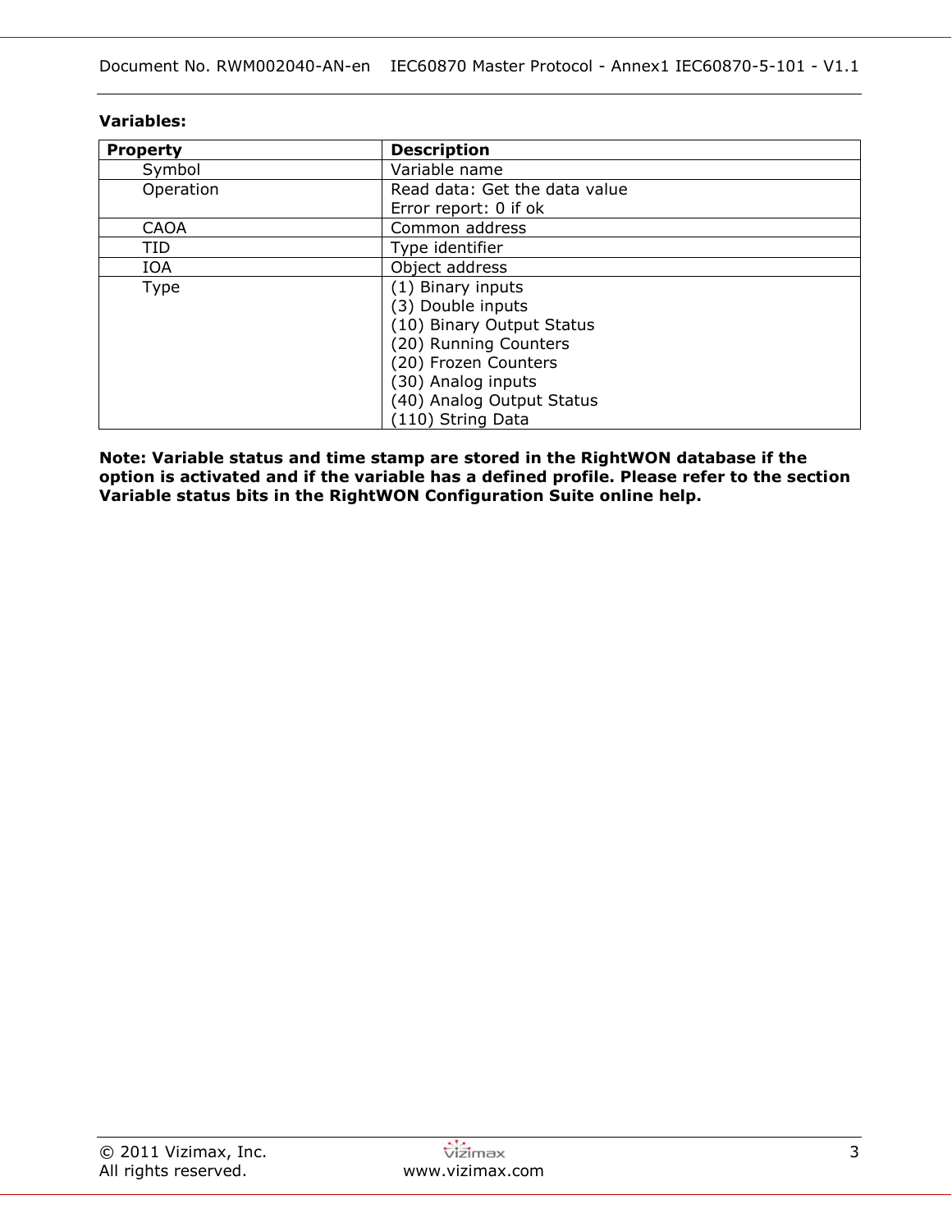**Variables:**

| Property | Description |
| --- | --- |
| Symbol | Variable name |
| Operation | Read data: Get the data value<br>Error report: 0 if ok |
| CAOA | Common address |
| TID | Type identifier |
| IOA | Object address |
| Type | (1) Binary inputs<br>(3) Double inputs<br>(10) Binary Output Status<br>(20) Running Counters<br>(20) Frozen Counters<br>(30) Analog inputs<br>(40) Analog Output Status<br>(110) String Data |

**Note: Variable status and time stamp are stored in the RightWON database if the option is activated and if the variable has a defined profile. Please refer to the section Variable status bits in the RightWON Configuration Suite online help.**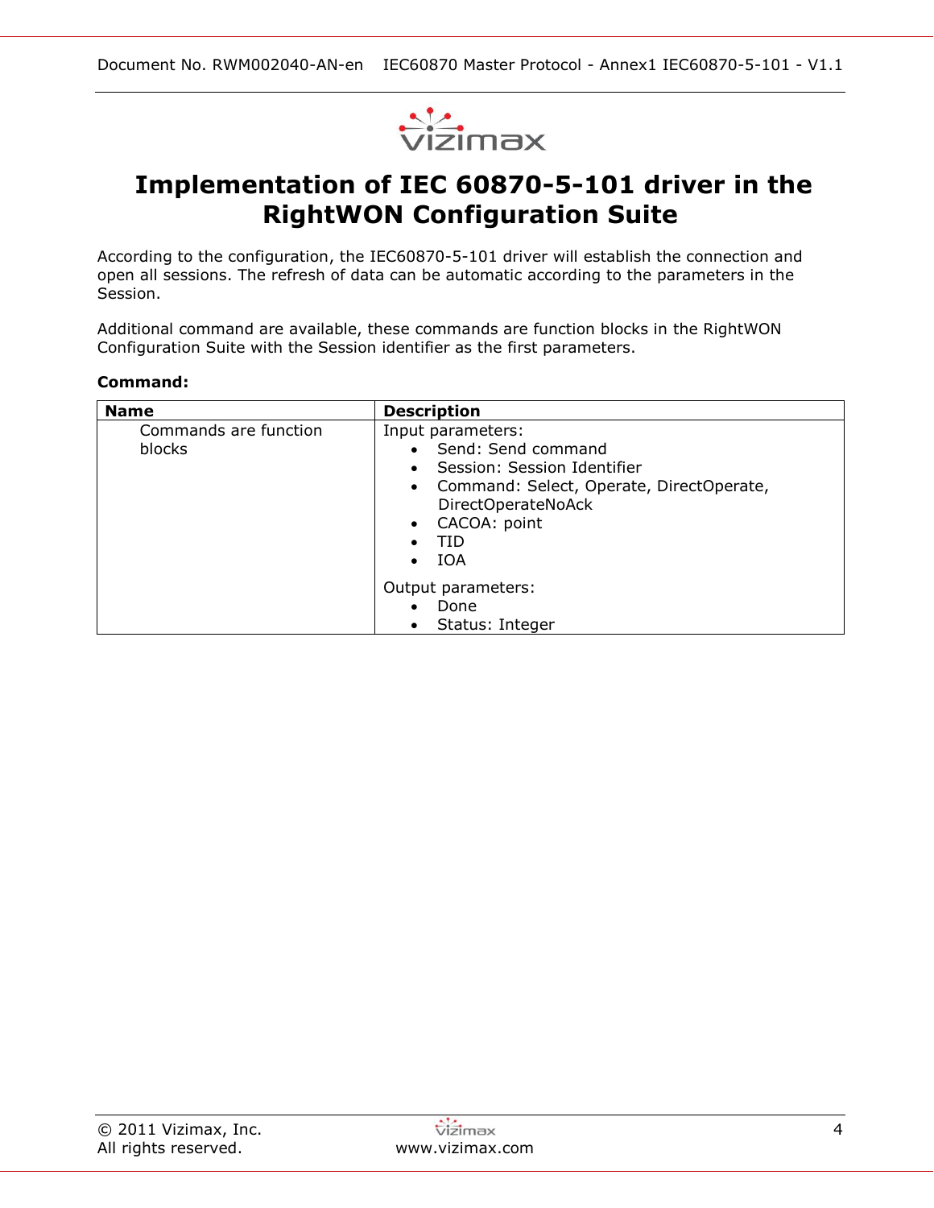# Implementation of IEC 60870-5-101 driver in the RightWON Configuration Suite

According to the configuration, the IEC60870-5-101 driver will establish the connection and open all sessions. The refresh of data can be automatic according to the parameters in the Session.

Additional command are available, these commands are function blocks in the RightWON Configuration Suite with the Session identifier as the first parameters.

**Command:**

| Name | Description |
|---|---|
| Commands are function blocks | Input parameters:<br>• Send: Send command<br>• Session: Session Identifier<br>• Command: Select, Operate, DirectOperate, DirectOperateNoAck<br>• CACOA: point<br>• TID<br>• IOA<br><br>Output parameters:<br>• Done<br>• Status: Integer |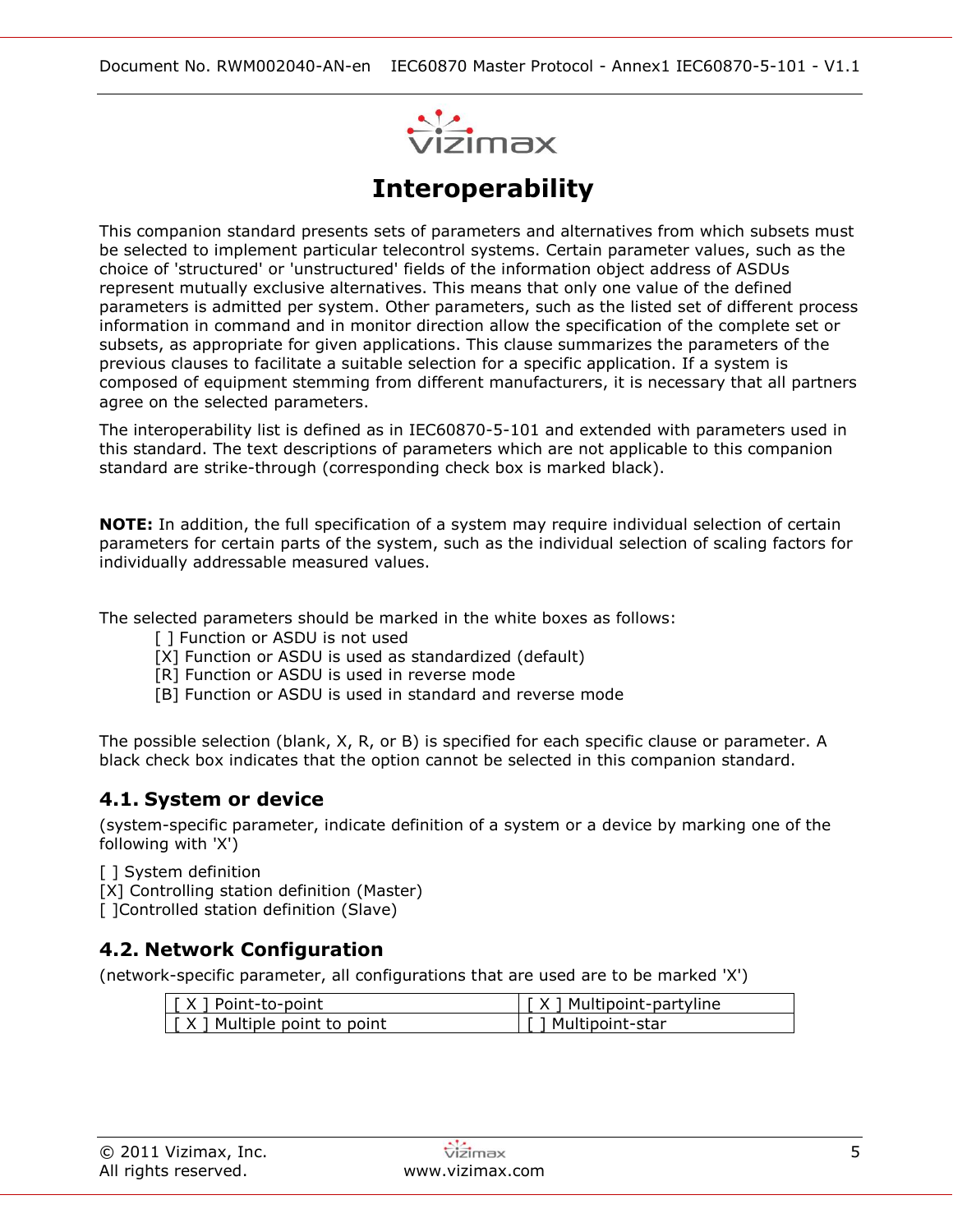# Interoperability

This companion standard presents sets of parameters and alternatives from which subsets must be selected to implement particular telecontrol systems. Certain parameter values, such as the choice of 'structured' or 'unstructured' fields of the information object address of ASDUs represent mutually exclusive alternatives. This means that only one value of the defined parameters is admitted per system. Other parameters, such as the listed set of different process information in command and in monitor direction allow the specification of the complete set or subsets, as appropriate for given applications. This clause summarizes the parameters of the previous clauses to facilitate a suitable selection for a specific application. If a system is composed of equipment stemming from different manufacturers, it is necessary that all partners agree on the selected parameters.

The interoperability list is defined as in IEC60870-5-101 and extended with parameters used in this standard. The text descriptions of parameters which are not applicable to this companion standard are strike-through (corresponding check box is marked black).

**NOTE:** In addition, the full specification of a system may require individual selection of certain parameters for certain parts of the system, such as the individual selection of scaling factors for individually addressable measured values.

The selected parameters should be marked in the white boxes as follows:

- [ ] Function or ASDU is not used
- [X] Function or ASDU is used as standardized (default)
- [R] Function or ASDU is used in reverse mode
- [B] Function or ASDU is used in standard and reverse mode

The possible selection (blank, X, R, or B) is specified for each specific clause or parameter. A black check box indicates that the option cannot be selected in this companion standard.

## 4.1. System or device

(system-specific parameter, indicate definition of a system or a device by marking one of the following with 'X')

[ ] System definition
[X] Controlling station definition (Master)
[ ]Controlled station definition (Slave)

## 4.2. Network Configuration

(network-specific parameter, all configurations that are used are to be marked 'X')

| [ X ] Point-to-point | [ X ] Multipoint-partyline |
|---|---|
| [ X ] Multiple point to point | [ ] Multipoint-star |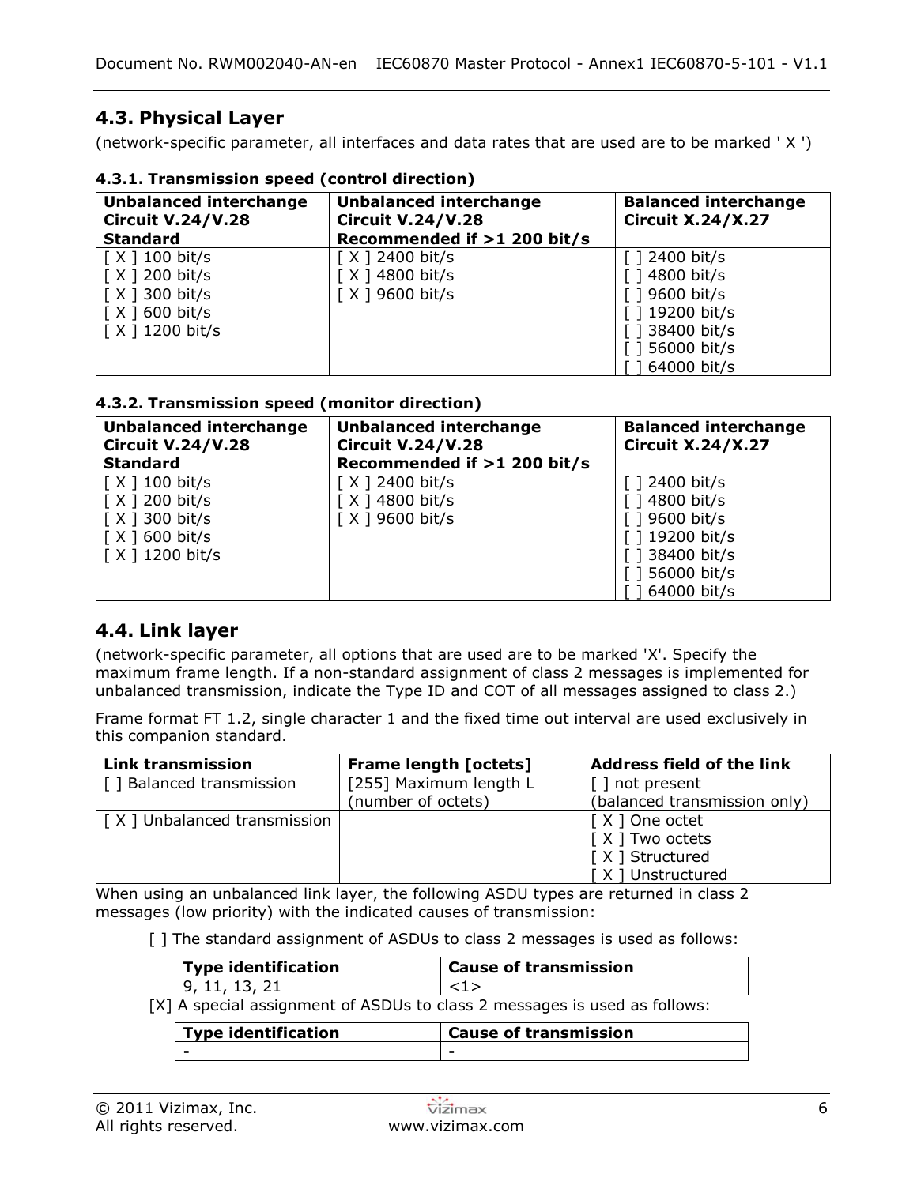## 4.3. Physical Layer

(network-specific parameter, all interfaces and data rates that are used are to be marked ' X ')

### 4.3.1. Transmission speed (control direction)

| **Unbalanced interchange Circuit V.24/V.28 Standard** | **Unbalanced interchange Circuit V.24/V.28 Recommended if >1 200 bit/s** | **Balanced interchange Circuit X.24/X.27** |
|---|---|---|
| [ X ] 100 bit/s | [ X ] 2400 bit/s | [ ] 2400 bit/s |
| [ X ] 200 bit/s | [ X ] 4800 bit/s | [ ] 4800 bit/s |
| [ X ] 300 bit/s | [ X ] 9600 bit/s | [ ] 9600 bit/s |
| [ X ] 600 bit/s | | [ ] 19200 bit/s |
| [ X ] 1200 bit/s | | [ ] 38400 bit/s |
| | | [ ] 56000 bit/s |
| | | [ ] 64000 bit/s |

### 4.3.2. Transmission speed (monitor direction)

| **Unbalanced interchange Circuit V.24/V.28 Standard** | **Unbalanced interchange Circuit V.24/V.28 Recommended if >1 200 bit/s** | **Balanced interchange Circuit X.24/X.27** |
|---|---|---|
| [ X ] 100 bit/s | [ X ] 2400 bit/s | [ ] 2400 bit/s |
| [ X ] 200 bit/s | [ X ] 4800 bit/s | [ ] 4800 bit/s |
| [ X ] 300 bit/s | [ X ] 9600 bit/s | [ ] 9600 bit/s |
| [ X ] 600 bit/s | | [ ] 19200 bit/s |
| [ X ] 1200 bit/s | | [ ] 38400 bit/s |
| | | [ ] 56000 bit/s |
| | | [ ] 64000 bit/s |

## 4.4. Link layer

(network-specific parameter, all options that are used are to be marked 'X'. Specify the maximum frame length. If a non-standard assignment of class 2 messages is implemented for unbalanced transmission, indicate the Type ID and COT of all messages assigned to class 2.)

Frame format FT 1.2, single character 1 and the fixed time out interval are used exclusively in this companion standard.

| **Link transmission** | **Frame length [octets]** | **Address field of the link** |
|---|---|---|
| [ ] Balanced transmission | [255] Maximum length L (number of octets) | [ ] not present (balanced transmission only) |
| [ X ] Unbalanced transmission | | [ X ] One octet<br>[ X ] Two octets<br>[ X ] Structured<br>[ X ] Unstructured |

When using an unbalanced link layer, the following ASDU types are returned in class 2 messages (low priority) with the indicated causes of transmission:

[ ] The standard assignment of ASDUs to class 2 messages is used as follows:

| **Type identification** | **Cause of transmission** |
|---|---|
| 9, 11, 13, 21 | <1> |

[X] A special assignment of ASDUs to class 2 messages is used as follows:

| **Type identification** | **Cause of transmission** |
|---|---|
| - | - |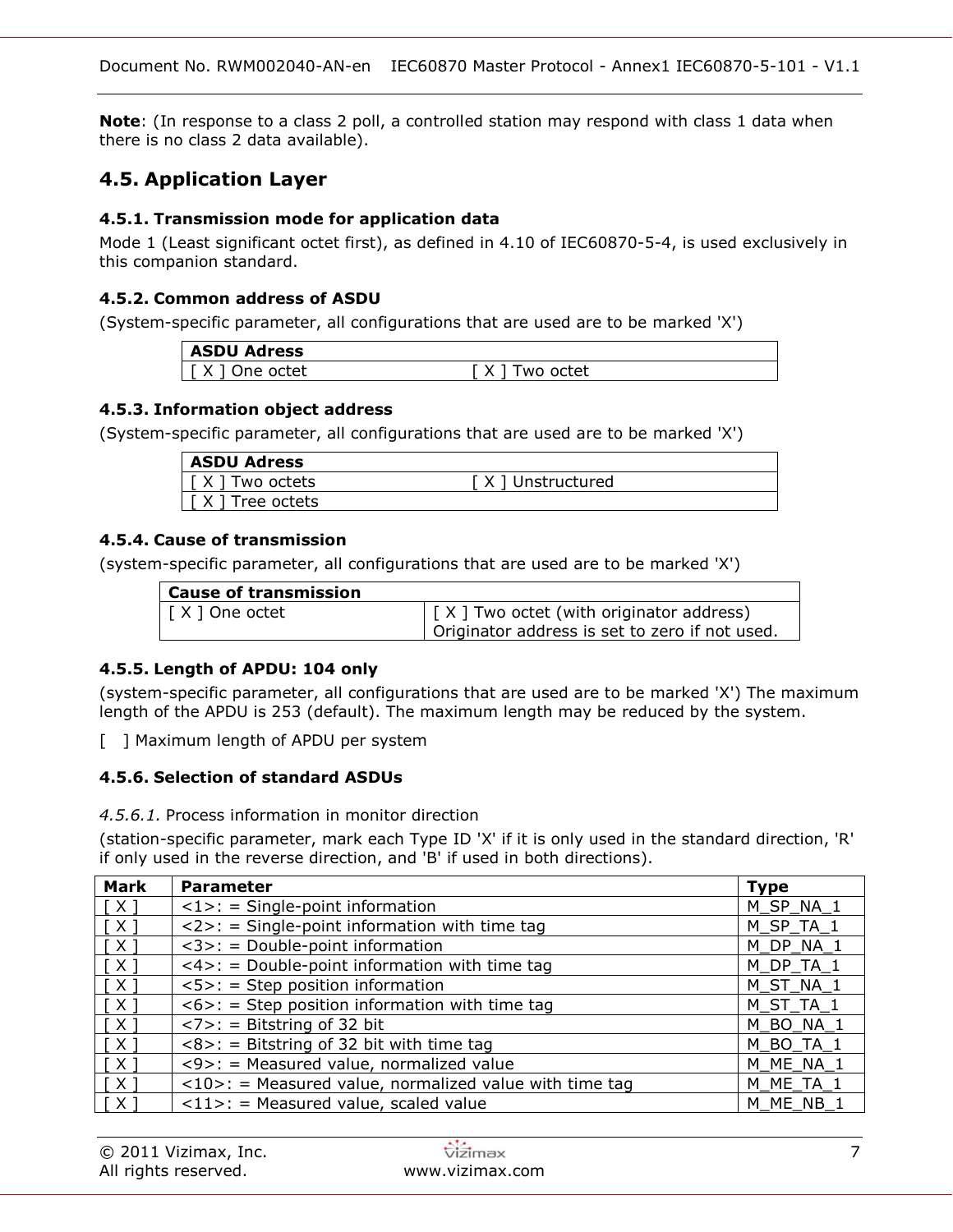**Note**: (In response to a class 2 poll, a controlled station may respond with class 1 data when there is no class 2 data available).

## 4.5. Application Layer

### 4.5.1. Transmission mode for application data

Mode 1 (Least significant octet first), as defined in 4.10 of IEC60870-5-4, is used exclusively in this companion standard.

### 4.5.2. Common address of ASDU

(System-specific parameter, all configurations that are used are to be marked 'X')

| ASDU Adress | |
|---|---|
| [ X ] One octet | [ X ] Two octet |

### 4.5.3. Information object address

(System-specific parameter, all configurations that are used are to be marked 'X')

| ASDU Adress | |
|---|---|
| [ X ] Two octets | [ X ] Unstructured |
| [ X ] Tree octets | |

### 4.5.4. Cause of transmission

(system-specific parameter, all configurations that are used are to be marked 'X')

| Cause of transmission | |
|---|---|
| [ X ] One octet | [ X ] Two octet (with originator address) Originator address is set to zero if not used. |

### 4.5.5. Length of APDU: 104 only

(system-specific parameter, all configurations that are used are to be marked 'X') The maximum length of the APDU is 253 (default). The maximum length may be reduced by the system.

[ ] Maximum length of APDU per system

### 4.5.6. Selection of standard ASDUs

*4.5.6.1.* Process information in monitor direction

(station-specific parameter, mark each Type ID 'X' if it is only used in the standard direction, 'R' if only used in the reverse direction, and 'B' if used in both directions).

| Mark | Parameter | Type |
|---|---|---|
| [ X ] | <1>: = Single-point information | M_SP_NA_1 |
| [ X ] | <2>: = Single-point information with time tag | M_SP_TA_1 |
| [ X ] | <3>: = Double-point information | M_DP_NA_1 |
| [ X ] | <4>: = Double-point information with time tag | M_DP_TA_1 |
| [ X ] | <5>: = Step position information | M_ST_NA_1 |
| [ X ] | <6>: = Step position information with time tag | M_ST_TA_1 |
| [ X ] | <7>: = Bitstring of 32 bit | M_BO_NA_1 |
| [ X ] | <8>: = Bitstring of 32 bit with time tag | M_BO_TA_1 |
| [ X ] | <9>: = Measured value, normalized value | M_ME_NA_1 |
| [ X ] | <10>: = Measured value, normalized value with time tag | M_ME_TA_1 |
| [ X ] | <11>: = Measured value, scaled value | M_ME_NB_1 |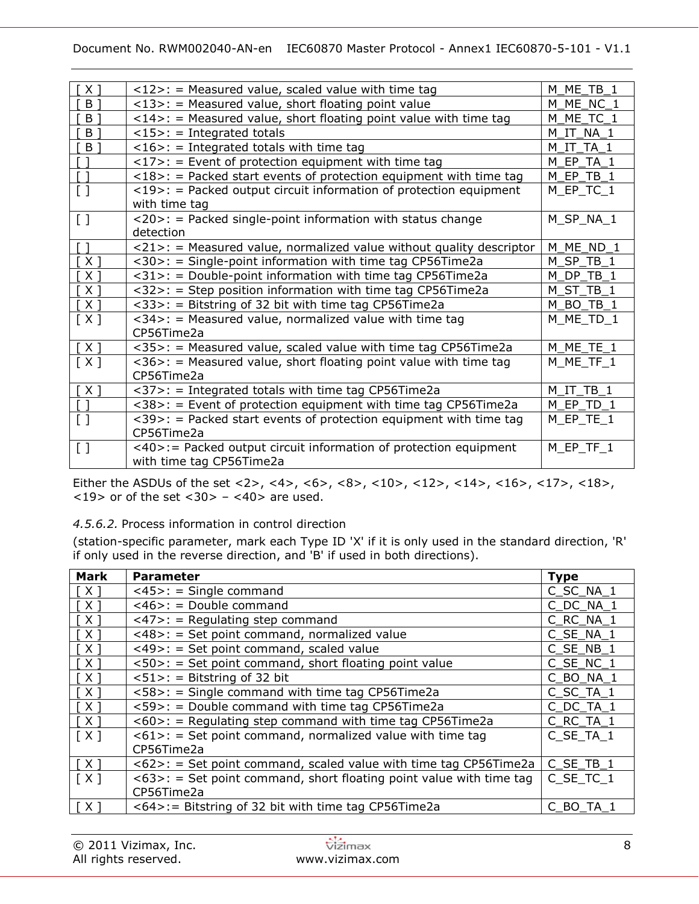| | | |
|---|---|---|
| [ X ] | <12>: = Measured value, scaled value with time tag | M_ME_TB_1 |
| [ B ] | <13>: = Measured value, short floating point value | M_ME_NC_1 |
| [ B ] | <14>: = Measured value, short floating point value with time tag | M_ME_TC_1 |
| [ B ] | <15>: = Integrated totals | M_IT_NA_1 |
| [ B ] | <16>: = Integrated totals with time tag | M_IT_TA_1 |
| [ ] | <17>: = Event of protection equipment with time tag | M_EP_TA_1 |
| [ ] | <18>: = Packed start events of protection equipment with time tag | M_EP_TB_1 |
| [ ] | <19>: = Packed output circuit information of protection equipment with time tag | M_EP_TC_1 |
| [ ] | <20>: = Packed single-point information with status change detection | M_SP_NA_1 |
| [ ] | <21>: = Measured value, normalized value without quality descriptor | M_ME_ND_1 |
| [ X ] | <30>: = Single-point information with time tag CP56Time2a | M_SP_TB_1 |
| [ X ] | <31>: = Double-point information with time tag CP56Time2a | M_DP_TB_1 |
| [ X ] | <32>: = Step position information with time tag CP56Time2a | M_ST_TB_1 |
| [ X ] | <33>: = Bitstring of 32 bit with time tag CP56Time2a | M_BO_TB_1 |
| [ X ] | <34>: = Measured value, normalized value with time tag CP56Time2a | M_ME_TD_1 |
| [ X ] | <35>: = Measured value, scaled value with time tag CP56Time2a | M_ME_TE_1 |
| [ X ] | <36>: = Measured value, short floating point value with time tag CP56Time2a | M_ME_TF_1 |
| [ X ] | <37>: = Integrated totals with time tag CP56Time2a | M_IT_TB_1 |
| [ ] | <38>: = Event of protection equipment with time tag CP56Time2a | M_EP_TD_1 |
| [ ] | <39>: = Packed start events of protection equipment with time tag CP56Time2a | M_EP_TE_1 |
| [ ] | <40>:= Packed output circuit information of protection equipment with time tag CP56Time2a | M_EP_TF_1 |

Either the ASDUs of the set <2>, <4>, <6>, <8>, <10>, <12>, <14>, <16>, <17>, <18>, <19> or of the set <30> – <40> are used.

*4.5.6.2.* Process information in control direction

(station-specific parameter, mark each Type ID 'X' if it is only used in the standard direction, 'R' if only used in the reverse direction, and 'B' if used in both directions).

| Mark | Parameter | Type |
|---|---|---|
| [ X ] | <45>: = Single command | C_SC_NA_1 |
| [ X ] | <46>: = Double command | C_DC_NA_1 |
| [ X ] | <47>: = Regulating step command | C_RC_NA_1 |
| [ X ] | <48>: = Set point command, normalized value | C_SE_NA_1 |
| [ X ] | <49>: = Set point command, scaled value | C_SE_NB_1 |
| [ X ] | <50>: = Set point command, short floating point value | C_SE_NC_1 |
| [ X ] | <51>: = Bitstring of 32 bit | C_BO_NA_1 |
| [ X ] | <58>: = Single command with time tag CP56Time2a | C_SC_TA_1 |
| [ X ] | <59>: = Double command with time tag CP56Time2a | C_DC_TA_1 |
| [ X ] | <60>: = Regulating step command with time tag CP56Time2a | C_RC_TA_1 |
| [ X ] | <61>: = Set point command, normalized value with time tag CP56Time2a | C_SE_TA_1 |
| [ X ] | <62>: = Set point command, scaled value with time tag CP56Time2a | C_SE_TB_1 |
| [ X ] | <63>: = Set point command, short floating point value with time tag CP56Time2a | C_SE_TC_1 |
| [ X ] | <64>:= Bitstring of 32 bit with time tag CP56Time2a | C_BO_TA_1 |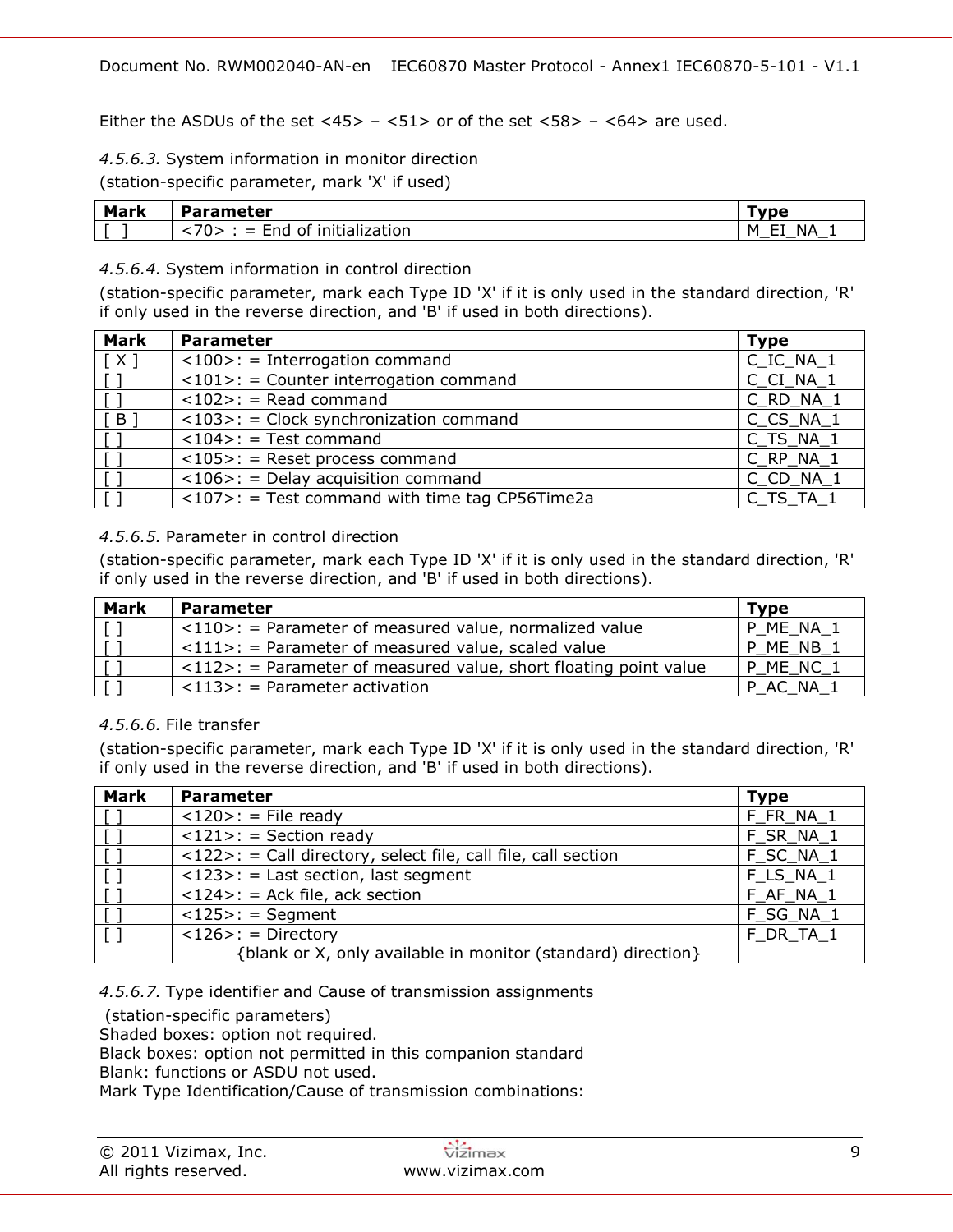Either the ASDUs of the set <45> – <51> or of the set <58> – <64> are used.

*4.5.6.3.* System information in monitor direction

(station-specific parameter, mark 'X' if used)

| Mark | Parameter | Type |
|---|---|---|
| [  ] | <70> : = End of initialization | M_EI_NA_1 |

*4.5.6.4.* System information in control direction

(station-specific parameter, mark each Type ID 'X' if it is only used in the standard direction, 'R' if only used in the reverse direction, and 'B' if used in both directions).

| Mark | Parameter | Type |
|---|---|---|
| [ X ] | <100>: = Interrogation command | C_IC_NA_1 |
| [ ] | <101>: = Counter interrogation command | C_CI_NA_1 |
| [ ] | <102>: = Read command | C_RD_NA_1 |
| [ B ] | <103>: = Clock synchronization command | C_CS_NA_1 |
| [ ] | <104>: = Test command | C_TS_NA_1 |
| [ ] | <105>: = Reset process command | C_RP_NA_1 |
| [ ] | <106>: = Delay acquisition command | C_CD_NA_1 |
| [ ] | <107>: = Test command with time tag CP56Time2a | C_TS_TA_1 |

*4.5.6.5.* Parameter in control direction

(station-specific parameter, mark each Type ID 'X' if it is only used in the standard direction, 'R' if only used in the reverse direction, and 'B' if used in both directions).

| Mark | Parameter | Type |
|---|---|---|
| [ ] | <110>: = Parameter of measured value, normalized value | P_ME_NA_1 |
| [ ] | <111>: = Parameter of measured value, scaled value | P_ME_NB_1 |
| [ ] | <112>: = Parameter of measured value, short floating point value | P_ME_NC_1 |
| [ ] | <113>: = Parameter activation | P_AC_NA_1 |

*4.5.6.6.* File transfer

(station-specific parameter, mark each Type ID 'X' if it is only used in the standard direction, 'R' if only used in the reverse direction, and 'B' if used in both directions).

| Mark | Parameter | Type |
|---|---|---|
| [ ] | <120>: = File ready | F_FR_NA_1 |
| [ ] | <121>: = Section ready | F_SR_NA_1 |
| [ ] | <122>: = Call directory, select file, call file, call section | F_SC_NA_1 |
| [ ] | <123>: = Last section, last segment | F_LS_NA_1 |
| [ ] | <124>: = Ack file, ack section | F_AF_NA_1 |
| [ ] | <125>: = Segment | F_SG_NA_1 |
| [ ] | <126>: = Directory {blank or X, only available in monitor (standard) direction} | F_DR_TA_1 |

*4.5.6.7.* Type identifier and Cause of transmission assignments

(station-specific parameters)

Shaded boxes: option not required.

Black boxes: option not permitted in this companion standard

Blank: functions or ASDU not used.

Mark Type Identification/Cause of transmission combinations: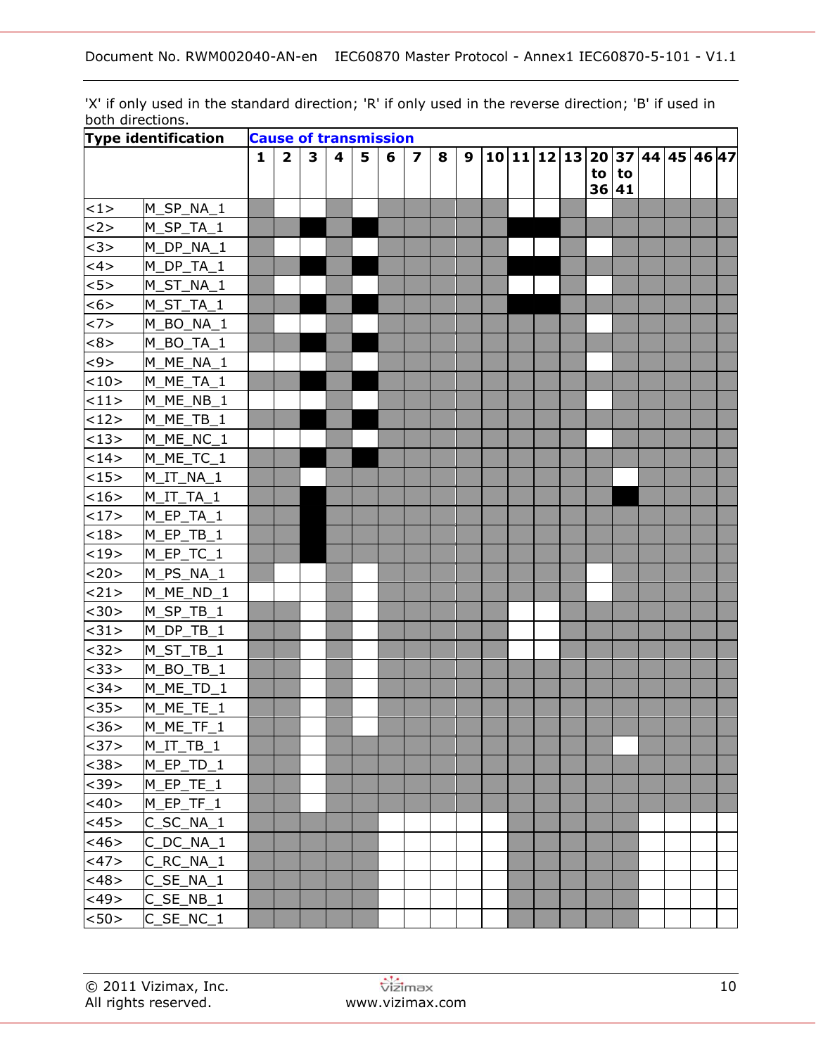'X' if only used in the standard direction; 'R' if only used in the reverse direction; 'B' if used in both directions.

| Type identification | | Cause of transmission | | | | | | | | | | | | | | | | | | |
|---|---|---|---|---|---|---|---|---|---|---|---|---|---|---|---|---|---|---|---|---|
| | | 1 | 2 | 3 | 4 | 5 | 6 | 7 | 8 | 9 | 10 | 11 | 12 | 13 | 20 to 36 | 37 to 41 | 44 | 45 | 46 | 47 |
| <1> | M_SP_NA_1 | | | | | | | | | | | | | | | | | | | |
| <2> | M_SP_TA_1 | | | | | | | | | | | | | | | | | | | |
| <3> | M_DP_NA_1 | | | | | | | | | | | | | | | | | | | |
| <4> | M_DP_TA_1 | | | | | | | | | | | | | | | | | | | |
| <5> | M_ST_NA_1 | | | | | | | | | | | | | | | | | | | |
| <6> | M_ST_TA_1 | | | | | | | | | | | | | | | | | | | |
| <7> | M_BO_NA_1 | | | | | | | | | | | | | | | | | | | |
| <8> | M_BO_TA_1 | | | | | | | | | | | | | | | | | | | |
| <9> | M_ME_NA_1 | | | | | | | | | | | | | | | | | | | |
| <10> | M_ME_TA_1 | | | | | | | | | | | | | | | | | | | |
| <11> | M_ME_NB_1 | | | | | | | | | | | | | | | | | | | |
| <12> | M_ME_TB_1 | | | | | | | | | | | | | | | | | | | |
| <13> | M_ME_NC_1 | | | | | | | | | | | | | | | | | | | |
| <14> | M_ME_TC_1 | | | | | | | | | | | | | | | | | | | |
| <15> | M_IT_NA_1 | | | | | | | | | | | | | | | | | | | |
| <16> | M_IT_TA_1 | | | | | | | | | | | | | | | | | | | |
| <17> | M_EP_TA_1 | | | | | | | | | | | | | | | | | | | |
| <18> | M_EP_TB_1 | | | | | | | | | | | | | | | | | | | |
| <19> | M_EP_TC_1 | | | | | | | | | | | | | | | | | | | |
| <20> | M_PS_NA_1 | | | | | | | | | | | | | | | | | | | |
| <21> | M_ME_ND_1 | | | | | | | | | | | | | | | | | | | |
| <30> | M_SP_TB_1 | | | | | | | | | | | | | | | | | | | |
| <31> | M_DP_TB_1 | | | | | | | | | | | | | | | | | | | |
| <32> | M_ST_TB_1 | | | | | | | | | | | | | | | | | | | |
| <33> | M_BO_TB_1 | | | | | | | | | | | | | | | | | | | |
| <34> | M_ME_TD_1 | | | | | | | | | | | | | | | | | | | |
| <35> | M_ME_TE_1 | | | | | | | | | | | | | | | | | | | |
| <36> | M_ME_TF_1 | | | | | | | | | | | | | | | | | | | |
| <37> | M_IT_TB_1 | | | | | | | | | | | | | | | | | | | |
| <38> | M_EP_TD_1 | | | | | | | | | | | | | | | | | | | |
| <39> | M_EP_TE_1 | | | | | | | | | | | | | | | | | | | |
| <40> | M_EP_TF_1 | | | | | | | | | | | | | | | | | | | |
| <45> | C_SC_NA_1 | | | | | | | | | | | | | | | | | | | |
| <46> | C_DC_NA_1 | | | | | | | | | | | | | | | | | | | |
| <47> | C_RC_NA_1 | | | | | | | | | | | | | | | | | | | |
| <48> | C_SE_NA_1 | | | | | | | | | | | | | | | | | | | |
| <49> | C_SE_NB_1 | | | | | | | | | | | | | | | | | | | |
| <50> | C_SE_NC_1 | | | | | | | | | | | | | | | | | | | |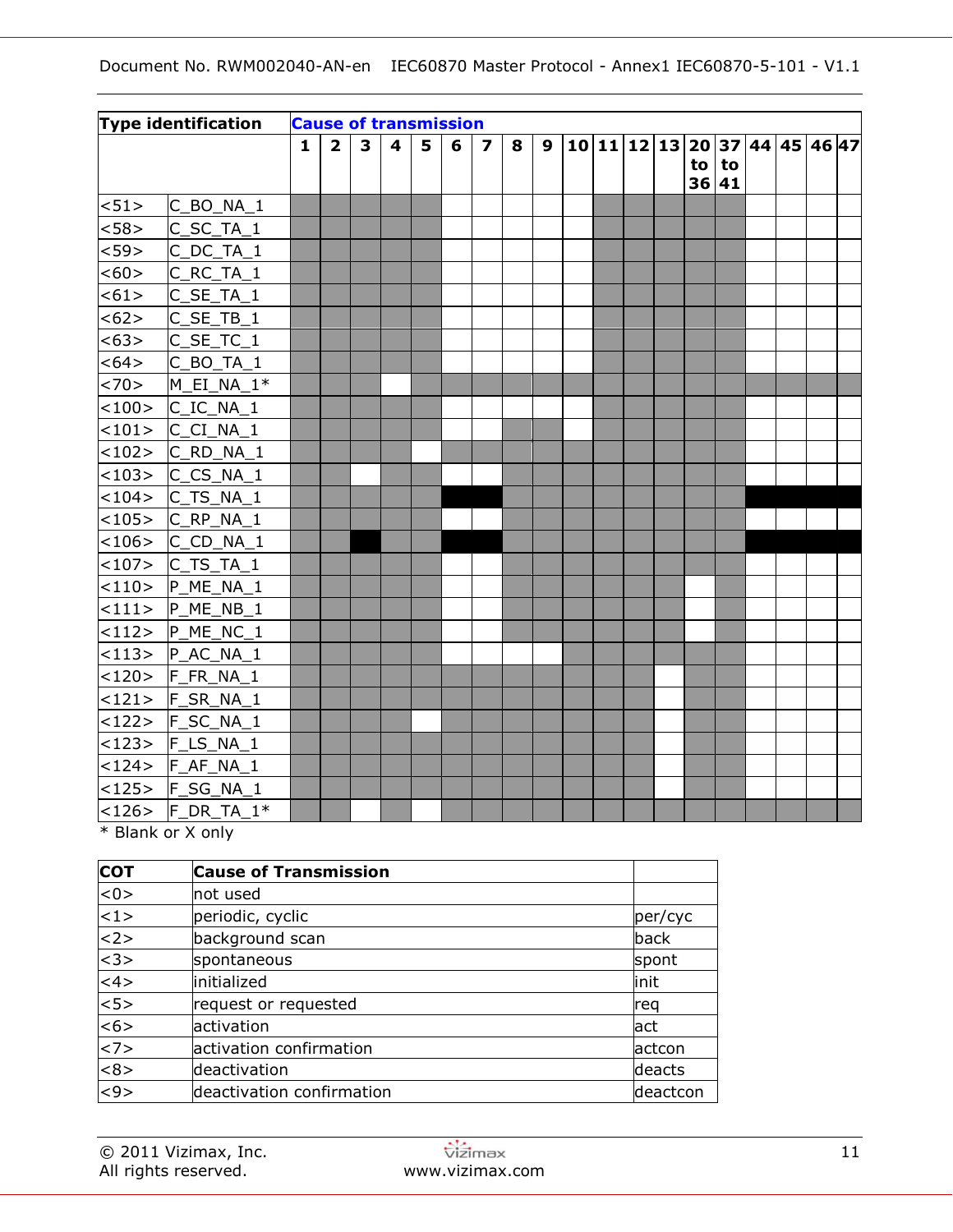| Type identification | | Cause of transmission | | | | | | | | | | | | | | | | | | |
|---|---|---|---|---|---|---|---|---|---|---|---|---|---|---|---|---|---|---|---|---|
| | | 1 | 2 | 3 | 4 | 5 | 6 | 7 | 8 | 9 | 10 | 11 | 12 | 13 | 20 to 36 | 37 to 41 | 44 | 45 | 46 | 47 |
| <51> | C_BO_NA_1 | ▒ | ▒ | ▒ | ▒ | ▒ | | | | | | ▒ | ▒ | ▒ | ▒ | ▒ | | | | |
| <58> | C_SC_TA_1 | ▒ | ▒ | ▒ | ▒ | ▒ | | | | | | ▒ | ▒ | ▒ | ▒ | ▒ | | | | |
| <59> | C_DC_TA_1 | ▒ | ▒ | ▒ | ▒ | ▒ | | | | | | ▒ | ▒ | ▒ | ▒ | ▒ | | | | |
| <60> | C_RC_TA_1 | ▒ | ▒ | ▒ | ▒ | ▒ | | | | | | ▒ | ▒ | ▒ | ▒ | ▒ | | | | |
| <61> | C_SE_TA_1 | ▒ | ▒ | ▒ | ▒ | ▒ | | | | | | ▒ | ▒ | ▒ | ▒ | ▒ | | | | |
| <62> | C_SE_TB_1 | ▒ | ▒ | ▒ | ▒ | ▒ | | | | | | ▒ | ▒ | ▒ | ▒ | ▒ | | | | |
| <63> | C_SE_TC_1 | ▒ | ▒ | ▒ | ▒ | ▒ | | | | | | ▒ | ▒ | ▒ | ▒ | ▒ | | | | |
| <64> | C_BO_TA_1 | ▒ | ▒ | ▒ | ▒ | ▒ | | | | | | ▒ | ▒ | ▒ | ▒ | ▒ | | | | |
| <70> | M_EI_NA_1* | ▒ | ▒ | ▒ | | ▒ | ▒ | ▒ | ▒ | ▒ | ▒ | ▒ | ▒ | ▒ | ▒ | ▒ | ▒ | ▒ | ▒ | ▒ |
| <100> | C_IC_NA_1 | ▒ | ▒ | ▒ | ▒ | ▒ | | | | | | ▒ | ▒ | ▒ | ▒ | ▒ | | | | |
| <101> | C_CI_NA_1 | ▒ | ▒ | ▒ | ▒ | ▒ | | | ▒ | ▒ | | ▒ | ▒ | ▒ | ▒ | ▒ | | | | |
| <102> | C_RD_NA_1 | ▒ | ▒ | ▒ | ▒ | | ▒ | ▒ | ▒ | ▒ | ▒ | ▒ | ▒ | ▒ | ▒ | ▒ | | | | |
| <103> | C_CS_NA_1 | ▒ | ▒ | | ▒ | ▒ | | | ▒ | ▒ | ▒ | ▒ | ▒ | ▒ | ▒ | ▒ | | | | |
| <104> | C_TS_NA_1 | ▒ | ▒ | ▒ | ▒ | ▒ | ■ | ■ | ▒ | ▒ | ▒ | ▒ | ▒ | ▒ | ▒ | ▒ | ■ | ■ | ■ | ■ |
| <105> | C_RP_NA_1 | ▒ | ▒ | ▒ | ▒ | ▒ | | | ▒ | ▒ | ▒ | ▒ | ▒ | ▒ | ▒ | ▒ | | | | |
| <106> | C_CD_NA_1 | ▒ | ▒ | ■ | ▒ | ▒ | ■ | ■ | ▒ | ▒ | ▒ | ▒ | ▒ | ▒ | ▒ | ▒ | ■ | ■ | ■ | ■ |
| <107> | C_TS_TA_1 | ▒ | ▒ | ▒ | ▒ | ▒ | | | ▒ | ▒ | ▒ | ▒ | ▒ | ▒ | ▒ | ▒ | | | | |
| <110> | P_ME_NA_1 | ▒ | ▒ | ▒ | ▒ | ▒ | | | ▒ | ▒ | ▒ | ▒ | ▒ | ▒ | | ▒ | | | | |
| <111> | P_ME_NB_1 | ▒ | ▒ | ▒ | ▒ | ▒ | | | ▒ | ▒ | ▒ | ▒ | ▒ | ▒ | | ▒ | | | | |
| <112> | P_ME_NC_1 | ▒ | ▒ | ▒ | ▒ | ▒ | | | ▒ | ▒ | ▒ | ▒ | ▒ | ▒ | | ▒ | | | | |
| <113> | P_AC_NA_1 | ▒ | ▒ | ▒ | ▒ | ▒ | | | | | ▒ | ▒ | ▒ | ▒ | ▒ | ▒ | | | | |
| <120> | F_FR_NA_1 | ▒ | ▒ | ▒ | ▒ | ▒ | ▒ | ▒ | ▒ | ▒ | ▒ | ▒ | ▒ | | ▒ | ▒ | | | | |
| <121> | F_SR_NA_1 | ▒ | ▒ | ▒ | ▒ | ▒ | ▒ | ▒ | ▒ | ▒ | ▒ | ▒ | ▒ | | ▒ | ▒ | | | | |
| <122> | F_SC_NA_1 | ▒ | ▒ | ▒ | ▒ | | ▒ | ▒ | ▒ | ▒ | ▒ | ▒ | ▒ | | ▒ | ▒ | | | | |
| <123> | F_LS_NA_1 | ▒ | ▒ | ▒ | ▒ | ▒ | ▒ | ▒ | ▒ | ▒ | ▒ | ▒ | ▒ | | ▒ | ▒ | | | | |
| <124> | F_AF_NA_1 | ▒ | ▒ | ▒ | ▒ | ▒ | ▒ | ▒ | ▒ | ▒ | ▒ | ▒ | ▒ | | ▒ | ▒ | | | | |
| <125> | F_SG_NA_1 | ▒ | ▒ | ▒ | ▒ | ▒ | ▒ | ▒ | ▒ | ▒ | ▒ | ▒ | ▒ | | ▒ | ▒ | | | | |
| <126> | F_DR_TA_1* | ▒ | ▒ | | ▒ | | ▒ | ▒ | ▒ | ▒ | ▒ | ▒ | ▒ | ▒ | ▒ | ▒ | ▒ | ▒ | ▒ | ▒ |

* Blank or X only

| COT | Cause of Transmission | |
|---|---|---|
| <0> | not used | |
| <1> | periodic, cyclic | per/cyc |
| <2> | background scan | back |
| <3> | spontaneous | spont |
| <4> | initialized | init |
| <5> | request or requested | req |
| <6> | activation | act |
| <7> | activation confirmation | actcon |
| <8> | deactivation | deacts |
| <9> | deactivation confirmation | deactcon |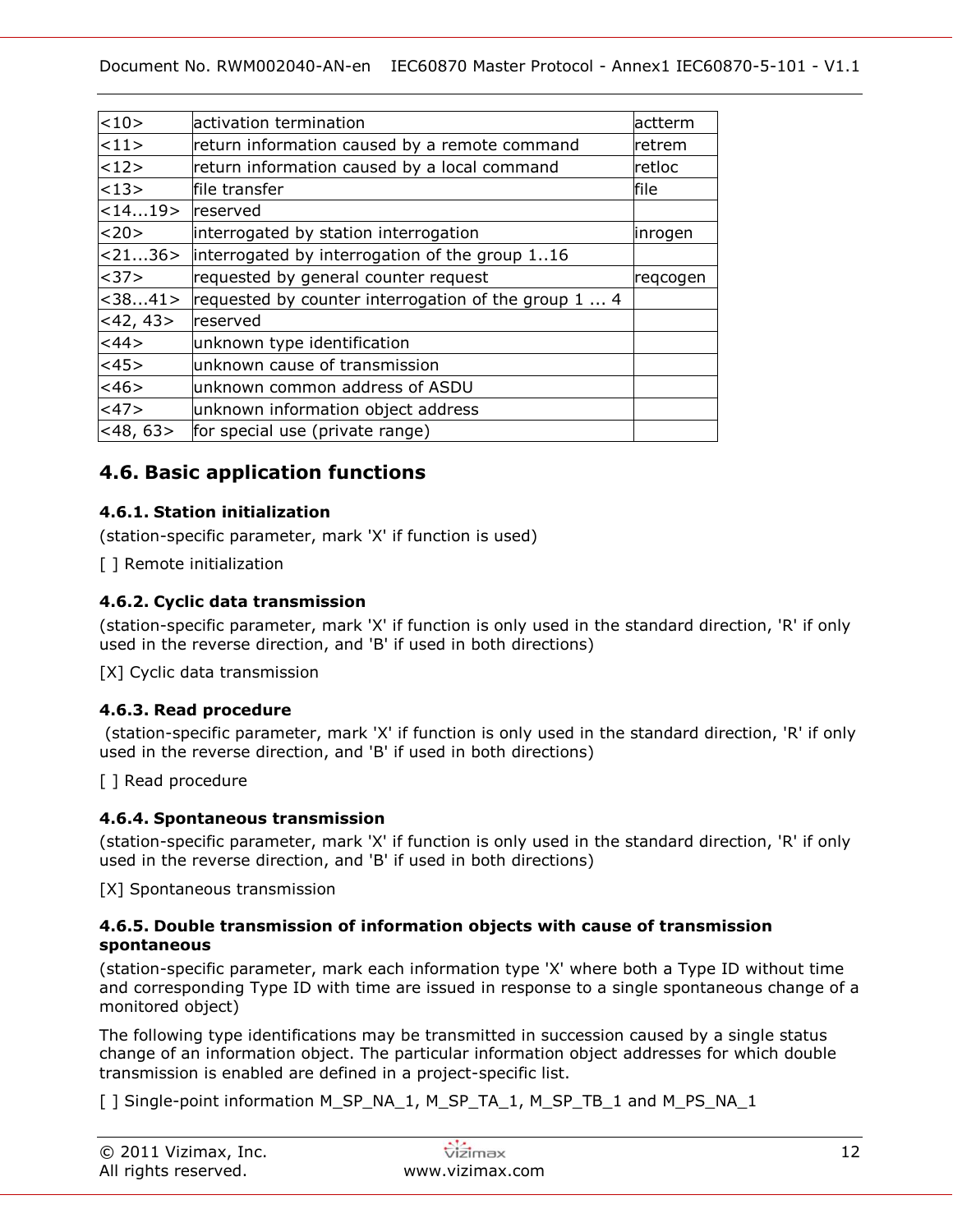| <10> | activation termination | actterm |
|---|---|---|
| <11> | return information caused by a remote command | retrem |
| <12> | return information caused by a local command | retloc |
| <13> | file transfer | file |
| <14...19> | reserved | |
| <20> | interrogated by station interrogation | inrogen |
| <21...36> | interrogated by interrogation of the group 1..16 | |
| <37> | requested by general counter request | reqcogen |
| <38...41> | requested by counter interrogation of the group 1 ... 4 | |
| <42, 43> | reserved | |
| <44> | unknown type identification | |
| <45> | unknown cause of transmission | |
| <46> | unknown common address of ASDU | |
| <47> | unknown information object address | |
| <48, 63> | for special use (private range) | |

## 4.6. Basic application functions

### 4.6.1. Station initialization

(station-specific parameter, mark 'X' if function is used)

[ ] Remote initialization

### 4.6.2. Cyclic data transmission

(station-specific parameter, mark 'X' if function is only used in the standard direction, 'R' if only used in the reverse direction, and 'B' if used in both directions)

[X] Cyclic data transmission

### 4.6.3. Read procedure

(station-specific parameter, mark 'X' if function is only used in the standard direction, 'R' if only used in the reverse direction, and 'B' if used in both directions)

[ ] Read procedure

### 4.6.4. Spontaneous transmission

(station-specific parameter, mark 'X' if function is only used in the standard direction, 'R' if only used in the reverse direction, and 'B' if used in both directions)

[X] Spontaneous transmission

### 4.6.5. Double transmission of information objects with cause of transmission spontaneous

(station-specific parameter, mark each information type 'X' where both a Type ID without time and corresponding Type ID with time are issued in response to a single spontaneous change of a monitored object)

The following type identifications may be transmitted in succession caused by a single status change of an information object. The particular information object addresses for which double transmission is enabled are defined in a project-specific list.

[ ] Single-point information M_SP_NA_1, M_SP_TA_1, M_SP_TB_1 and M_PS_NA_1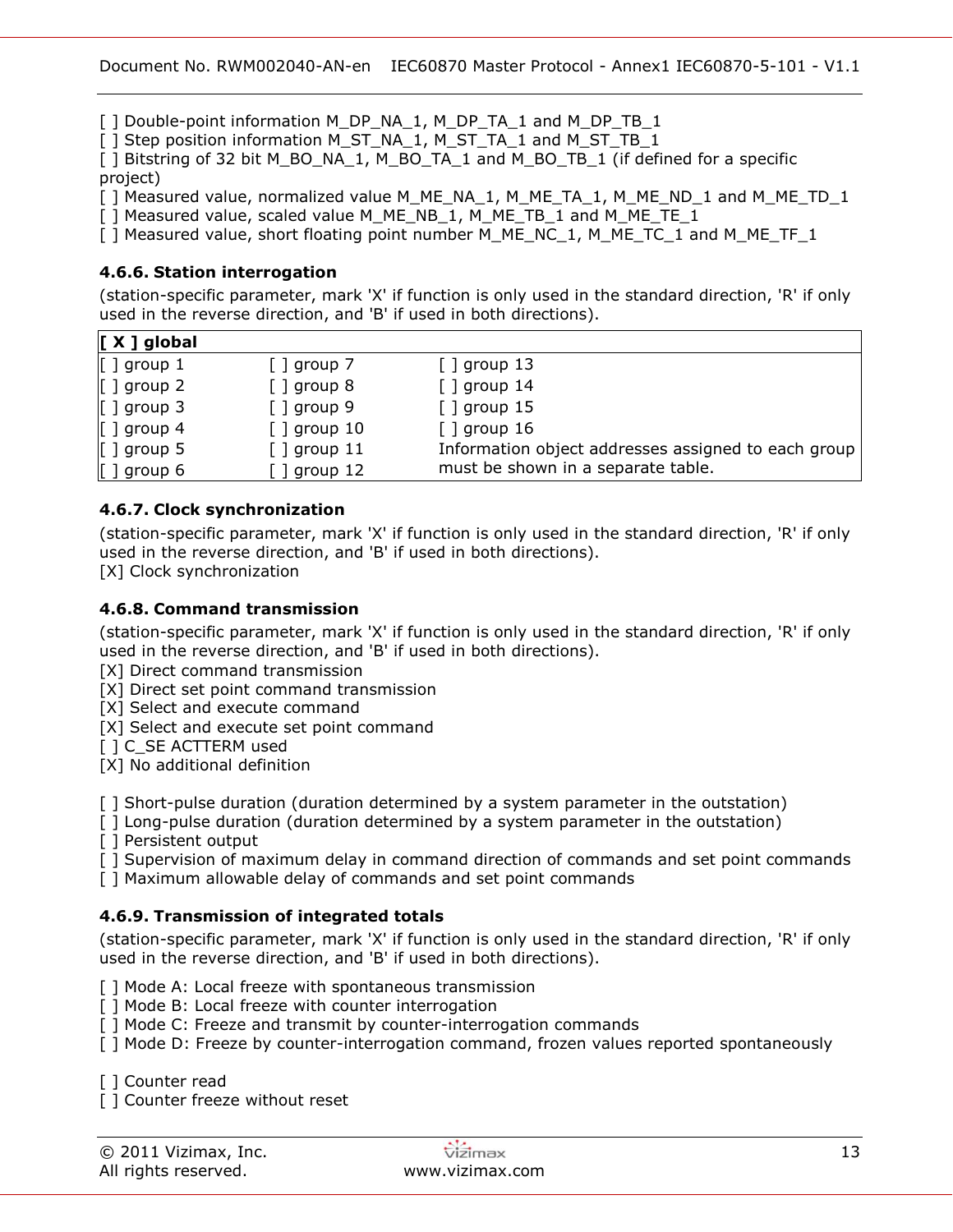[ ] Double-point information M_DP_NA_1, M_DP_TA_1 and M_DP_TB_1
[ ] Step position information M_ST_NA_1, M_ST_TA_1 and M_ST_TB_1
[ ] Bitstring of 32 bit M_BO_NA_1, M_BO_TA_1 and M_BO_TB_1 (if defined for a specific project)
[ ] Measured value, normalized value M_ME_NA_1, M_ME_TA_1, M_ME_ND_1 and M_ME_TD_1
[ ] Measured value, scaled value M_ME_NB_1, M_ME_TB_1 and M_ME_TE_1
[ ] Measured value, short floating point number M_ME_NC_1, M_ME_TC_1 and M_ME_TF_1

### 4.6.6. Station interrogation

(station-specific parameter, mark 'X' if function is only used in the standard direction, 'R' if only used in the reverse direction, and 'B' if used in both directions).

| **[ X ] global** | | |
|---|---|---|
| [ ] group 1 | [ ] group 7 | [ ] group 13 |
| [ ] group 2 | [ ] group 8 | [ ] group 14 |
| [ ] group 3 | [ ] group 9 | [ ] group 15 |
| [ ] group 4 | [ ] group 10 | [ ] group 16 |
| [ ] group 5 | [ ] group 11 | Information object addresses assigned to each group must be shown in a separate table. |
| [ ] group 6 | [ ] group 12 | |

### 4.6.7. Clock synchronization

(station-specific parameter, mark 'X' if function is only used in the standard direction, 'R' if only used in the reverse direction, and 'B' if used in both directions).
[X] Clock synchronization

### 4.6.8. Command transmission

(station-specific parameter, mark 'X' if function is only used in the standard direction, 'R' if only used in the reverse direction, and 'B' if used in both directions).
[X] Direct command transmission
[X] Direct set point command transmission
[X] Select and execute command
[X] Select and execute set point command
[ ] C_SE ACTTERM used
[X] No additional definition

[ ] Short-pulse duration (duration determined by a system parameter in the outstation)
[ ] Long-pulse duration (duration determined by a system parameter in the outstation)
[ ] Persistent output
[ ] Supervision of maximum delay in command direction of commands and set point commands
[ ] Maximum allowable delay of commands and set point commands

### 4.6.9. Transmission of integrated totals

(station-specific parameter, mark 'X' if function is only used in the standard direction, 'R' if only used in the reverse direction, and 'B' if used in both directions).

[ ] Mode A: Local freeze with spontaneous transmission
[ ] Mode B: Local freeze with counter interrogation
[ ] Mode C: Freeze and transmit by counter-interrogation commands
[ ] Mode D: Freeze by counter-interrogation command, frozen values reported spontaneously

[ ] Counter read
[ ] Counter freeze without reset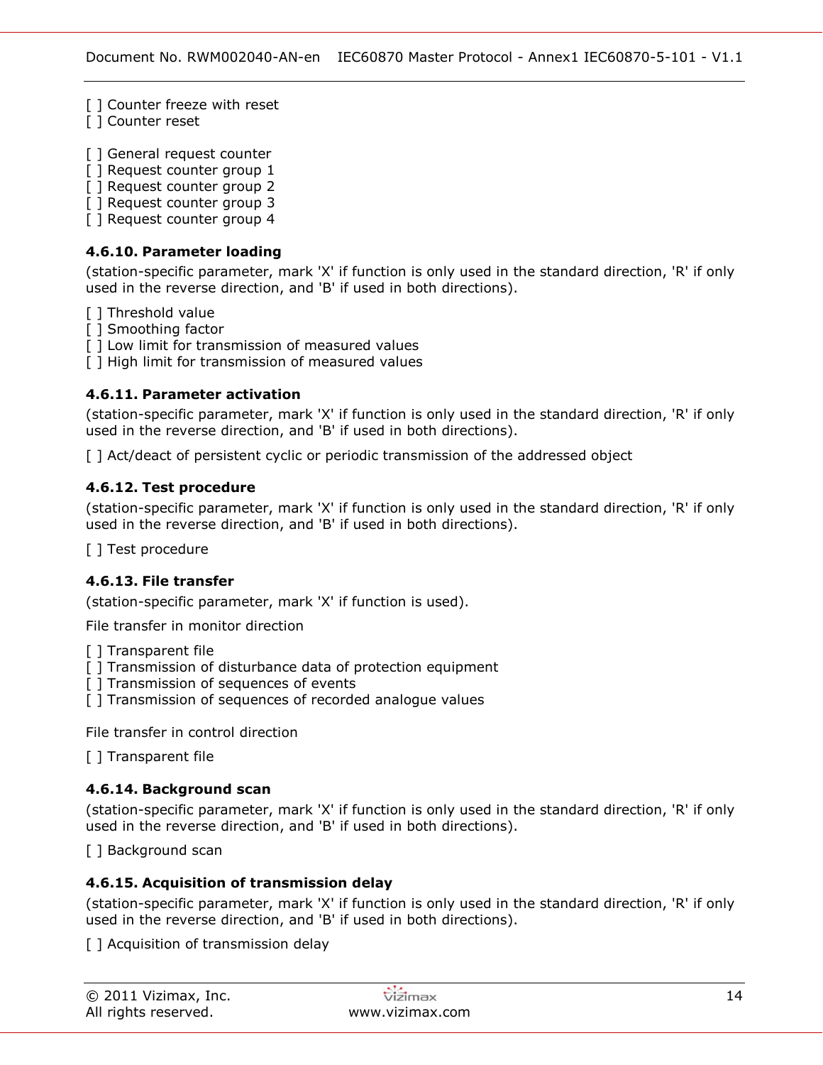[ ] Counter freeze with reset
[ ] Counter reset

[ ] General request counter
[ ] Request counter group 1
[ ] Request counter group 2
[ ] Request counter group 3
[ ] Request counter group 4

### 4.6.10. Parameter loading

(station-specific parameter, mark 'X' if function is only used in the standard direction, 'R' if only used in the reverse direction, and 'B' if used in both directions).

[ ] Threshold value
[ ] Smoothing factor
[ ] Low limit for transmission of measured values
[ ] High limit for transmission of measured values

### 4.6.11. Parameter activation

(station-specific parameter, mark 'X' if function is only used in the standard direction, 'R' if only used in the reverse direction, and 'B' if used in both directions).

[ ] Act/deact of persistent cyclic or periodic transmission of the addressed object

### 4.6.12. Test procedure

(station-specific parameter, mark 'X' if function is only used in the standard direction, 'R' if only used in the reverse direction, and 'B' if used in both directions).

[ ] Test procedure

### 4.6.13. File transfer

(station-specific parameter, mark 'X' if function is used).

File transfer in monitor direction

[ ] Transparent file
[ ] Transmission of disturbance data of protection equipment
[ ] Transmission of sequences of events
[ ] Transmission of sequences of recorded analogue values

File transfer in control direction

[ ] Transparent file

### 4.6.14. Background scan

(station-specific parameter, mark 'X' if function is only used in the standard direction, 'R' if only used in the reverse direction, and 'B' if used in both directions).

[ ] Background scan

### 4.6.15. Acquisition of transmission delay

(station-specific parameter, mark 'X' if function is only used in the standard direction, 'R' if only used in the reverse direction, and 'B' if used in both directions).

[ ] Acquisition of transmission delay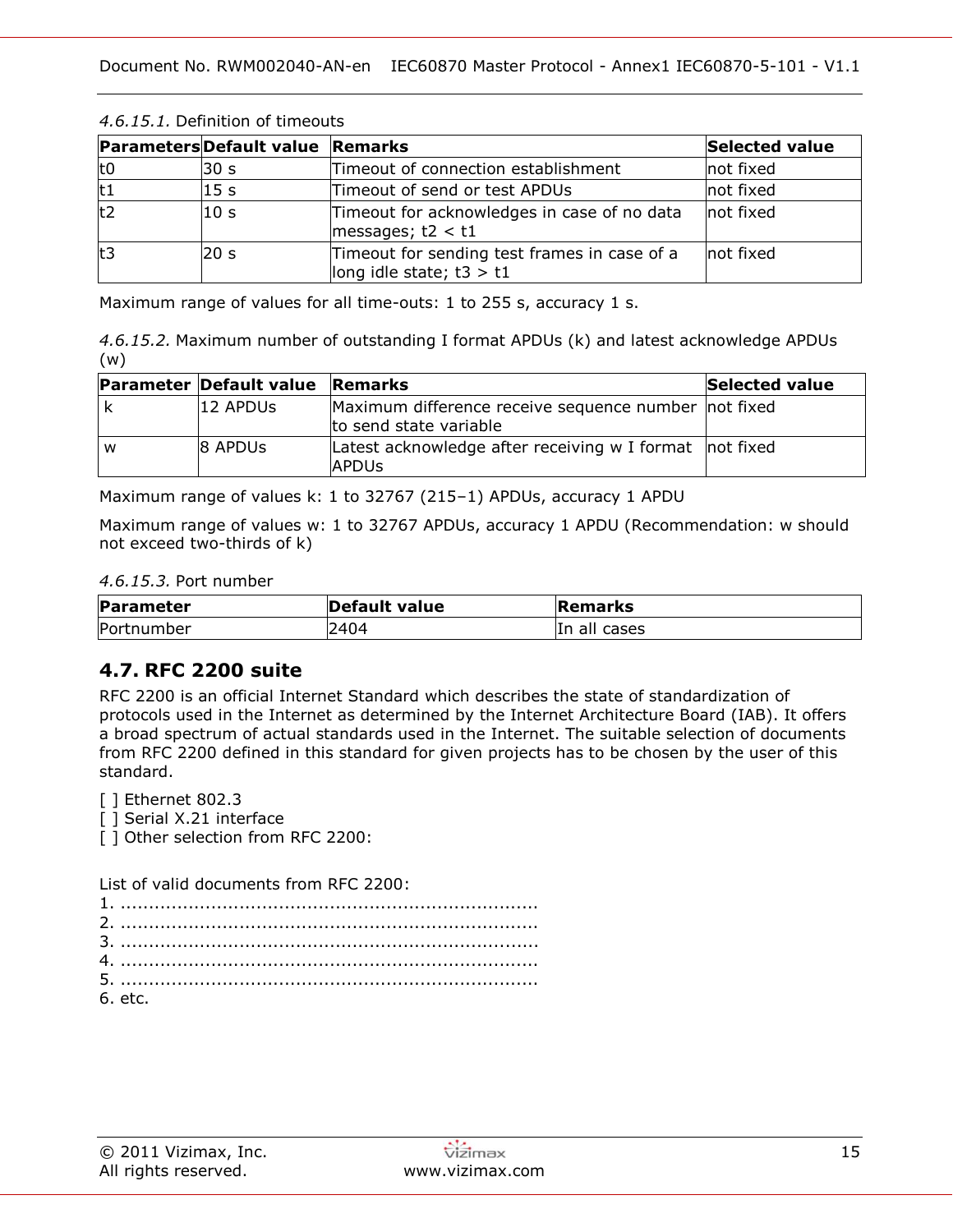*4.6.15.1.* Definition of timeouts

| Parameters | Default value | Remarks | Selected value |
|---|---|---|---|
| t0 | 30 s | Timeout of connection establishment | not fixed |
| t1 | 15 s | Timeout of send or test APDUs | not fixed |
| t2 | 10 s | Timeout for acknowledges in case of no data messages; t2 < t1 | not fixed |
| t3 | 20 s | Timeout for sending test frames in case of a long idle state; t3 > t1 | not fixed |

Maximum range of values for all time-outs: 1 to 255 s, accuracy 1 s.

*4.6.15.2.* Maximum number of outstanding I format APDUs (k) and latest acknowledge APDUs (w)

| Parameter | Default value | Remarks | Selected value |
|---|---|---|---|
| k | 12 APDUs | Maximum difference receive sequence number to send state variable | not fixed |
| w | 8 APDUs | Latest acknowledge after receiving w I format APDUs | not fixed |

Maximum range of values k: 1 to 32767 (215–1) APDUs, accuracy 1 APDU

Maximum range of values w: 1 to 32767 APDUs, accuracy 1 APDU (Recommendation: w should not exceed two-thirds of k)

*4.6.15.3.* Port number

| Parameter | Default value | Remarks |
|---|---|---|
| Portnumber | 2404 | In all cases |

## 4.7. RFC 2200 suite

RFC 2200 is an official Internet Standard which describes the state of standardization of protocols used in the Internet as determined by the Internet Architecture Board (IAB). It offers a broad spectrum of actual standards used in the Internet. The suitable selection of documents from RFC 2200 defined in this standard for given projects has to be chosen by the user of this standard.

[ ] Ethernet 802.3
[ ] Serial X.21 interface
[ ] Other selection from RFC 2200:

List of valid documents from RFC 2200:
1. .........................................................................
2. .........................................................................
3. .........................................................................
4. .........................................................................
5. .........................................................................
6. etc.